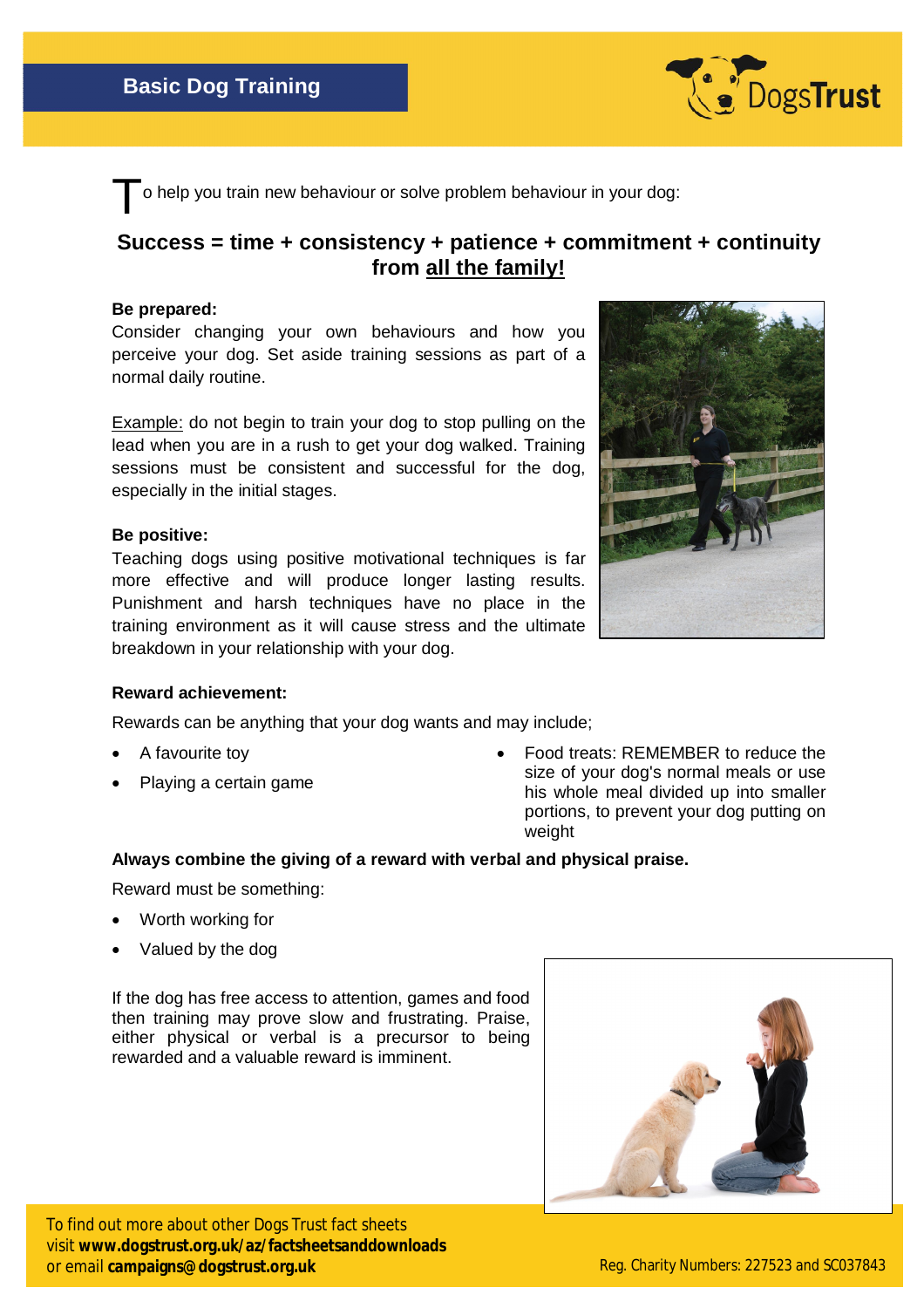# Basic Dog Training

To help you train new behaviour or solve problem behaviour in your dog:

**Success = time + consistency + patience + commitment + continuity from all the family!**

**Be prepared:**

Consider changing your own behaviours and how you perceive your dog. Set aside training sessions as part of a normal daily routine.

Example: do not begin to train your dog to stop pulling on the lead when you are in a rush to get your dog walked. Training sessions must be consistent and successful for the dog, especially in the initial stages.

**Be positive:**

Teaching dogs using positive motivational techniques is far more effective and will produce longer lasting results. Punishment and harsh techniques have no place in the training environment as it will cause stress and the ultimate breakdown in your relationship with your dog.

**Reward achievement:**

Rewards can be anything that your dog wants and may include;

- A favourite toy
- Playing a certain game
- Food treats: REMEMBER to reduce the size of your dog's normal meals or use his whole meal divided up into smaller portions, to prevent your dog putting on weight

**Always combine the giving of a reward with verbal and physical praise.**

Reward must be something:

- Worth working for
- Valued by the dog

If the dog has free access to attention, games and food then training may prove slow and frustrating. Praise, either physical or verbal is a precursor to being rewarded and a valuable reward is imminent.

To find out more about other Dogs Trust fact sheets visit **www.dogstrust.org.uk/az/factsheetsanddownloads** or email **campaigns@dogstrust.org.uk**

Reg. Charity Numbers: 227523 and SC037843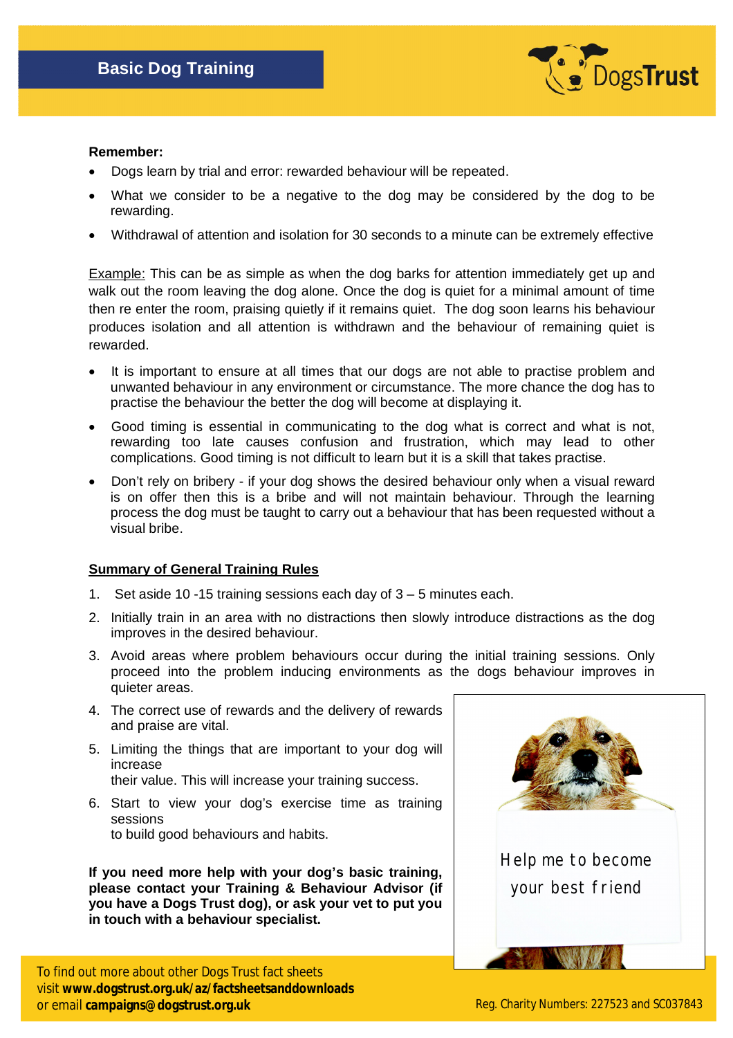**Remember:**

- Dogs learn by trial and error: rewarded behaviour will be repeated.
- What we consider to be a negative to the dog may be considered by the dog to be rewarding.
- Withdrawal of attention and isolation for 30 seconds to a minute can be extremely effective

Example: This can be as simple as when the dog barks for attention immediately get up and walk out the room leaving the dog alone. Once the dog is quiet for a minimal amount of time then re enter the room, praising quietly if it remains quiet. The dog soon learns his behaviour produces isolation and all attention is withdrawn and the behaviour of remaining quiet is rewarded.

- It is important to ensure at all times that our dogs are not able to practise problem and unwanted behaviour in any environment or circumstance. The more chance the dog has to practise the behaviour the better the dog will become at displaying it.
- Good timing is essential in communicating to the dog what is correct and what is not, rewarding too late causes confusion and frustration, which may lead to other complications. Good timing is not difficult to learn but it is a skill that takes practise.
- Don't rely on bribery - if your dog shows the desired behaviour only when a visual reward is on offer then this is a bribe and will not maintain behaviour. Through the learning process the dog must be taught to carry out a behaviour that has been requested without a visual bribe.

**Summary of General Training Rules**

1. Set aside 10 -15 training sessions each day of 3 – 5 minutes each.
2. Initially train in an area with no distractions then slowly introduce distractions as the dog improves in the desired behaviour.
3. Avoid areas where problem behaviours occur during the initial training sessions. Only proceed into the problem inducing environments as the dogs behaviour improves in quieter areas.
4. The correct use of rewards and the delivery of rewards and praise are vital.
5. Limiting the things that are important to your dog will increase their value. This will increase your training success.
6. Start to view your dog's exercise time as training sessions to build good behaviours and habits.

**If you need more help with your dog's basic training, please contact your Training & Behaviour Advisor (if you have a Dogs Trust dog), or ask your vet to put you in touch with a behaviour specialist.**

Help me to become your best friend

To find out more about other Dogs Trust fact sheets visit **www.dogstrust.org.uk/az/factsheetsanddownloads** or email **campaigns@dogstrust.org.uk**

Reg. Charity Numbers: 227523 and SC037843